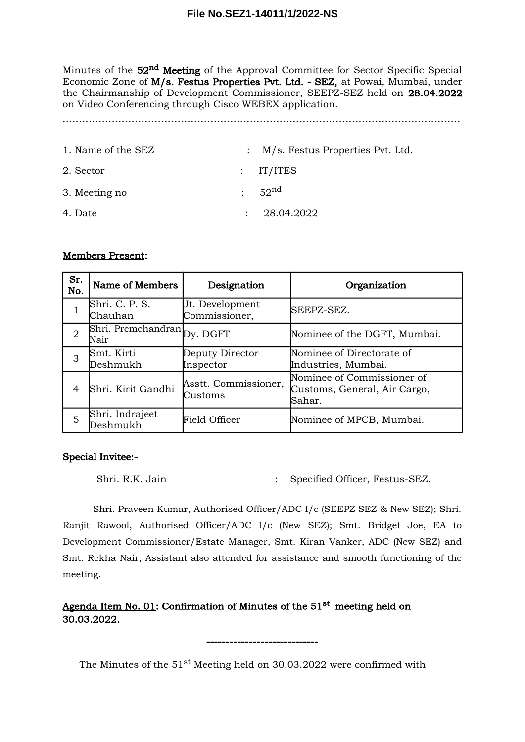File No.SEZ1-14011/1/2022-NS

Minutes of the **52nd Meeting** of the Approval Committee for Sector Specific Special Economic Zone of **M/s. Festus Properties Pvt. Ltd. - SEZ,** at Powai, Mumbai, under the Chairmanship of Development Commissioner, SEEPZ-SEZ held on **28.04.2022** on Video Conferencing through Cisco WEBEX application.

1. Name of the SEZ : M/s. Festus Properties Pvt. Ltd.
2. Sector : IT/ITES
3. Meeting no : 52nd
4. Date : 28.04.2022

**Members Present:**

| Sr. No. | Name of Members | Designation | Organization |
|---|---|---|---|
| 1 | Shri. C. P. S. Chauhan | Jt. Development Commissioner, | SEEPZ-SEZ. |
| 2 | Shri. Premchandran Nair | Dy. DGFT | Nominee of the DGFT, Mumbai. |
| 3 | Smt. Kirti Deshmukh | Deputy Director Inspector | Nominee of Directorate of Industries, Mumbai. |
| 4 | Shri. Kirit Gandhi | Asstt. Commissioner, Customs | Nominee of Commissioner of Customs, General, Air Cargo, Sahar. |
| 5 | Shri. Indrajeet Deshmukh | Field Officer | Nominee of MPCB, Mumbai. |

**Special Invitee:-**

Shri. R.K. Jain : Specified Officer, Festus-SEZ.

Shri. Praveen Kumar, Authorised Officer/ADC I/c (SEEPZ SEZ & New SEZ); Shri. Ranjit Rawool, Authorised Officer/ADC I/c (New SEZ); Smt. Bridget Joe, EA to Development Commissioner/Estate Manager, Smt. Kiran Vanker, ADC (New SEZ) and Smt. Rekha Nair, Assistant also attended for assistance and smooth functioning of the meeting.

**Agenda Item No. 01: Confirmation of Minutes of the 51st meeting held on 30.03.2022.**

-----------------------------

The Minutes of the 51st Meeting held on 30.03.2022 were confirmed with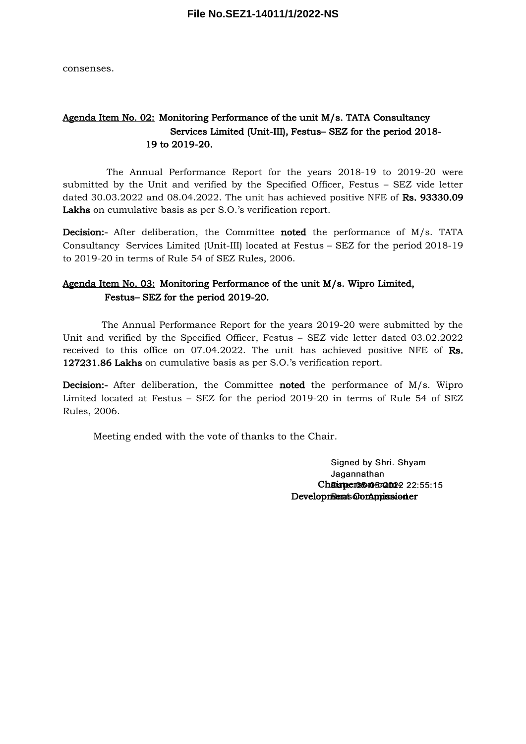consenses.

**<u>Agenda Item No. 02:</u> Monitoring Performance of the unit M/s. TATA Consultancy Services Limited (Unit-III), Festus– SEZ for the period 2018-19 to 2019-20.**

The Annual Performance Report for the years 2018-19 to 2019-20 were submitted by the Unit and verified by the Specified Officer, Festus – SEZ vide letter dated 30.03.2022 and 08.04.2022. The unit has achieved positive NFE of **Rs. 93330.09 Lakhs** on cumulative basis as per S.O.'s verification report.

**Decision:-** After deliberation, the Committee **noted** the performance of M/s. TATA Consultancy Services Limited (Unit-III) located at Festus – SEZ for the period 2018-19 to 2019-20 in terms of Rule 54 of SEZ Rules, 2006.

**<u>Agenda Item No. 03:</u> Monitoring Performance of the unit M/s. Wipro Limited, Festus– SEZ for the period 2019-20.**

The Annual Performance Report for the years 2019-20 were submitted by the Unit and verified by the Specified Officer, Festus – SEZ vide letter dated 03.02.2022 received to this office on 07.04.2022. The unit has achieved positive NFE of **Rs. 127231.86 Lakhs** on cumulative basis as per S.O.'s verification report.

**Decision:-** After deliberation, the Committee **noted** the performance of M/s. Wipro Limited located at Festus – SEZ for the period 2019-20 in terms of Rule 54 of SEZ Rules, 2006.

Meeting ended with the vote of thanks to the Chair.

Signed by Shri. Shyam Jagannathan
Date: 05-05-2022 22:55:15
Reason: Approved

Chairperson
Development Commissioner